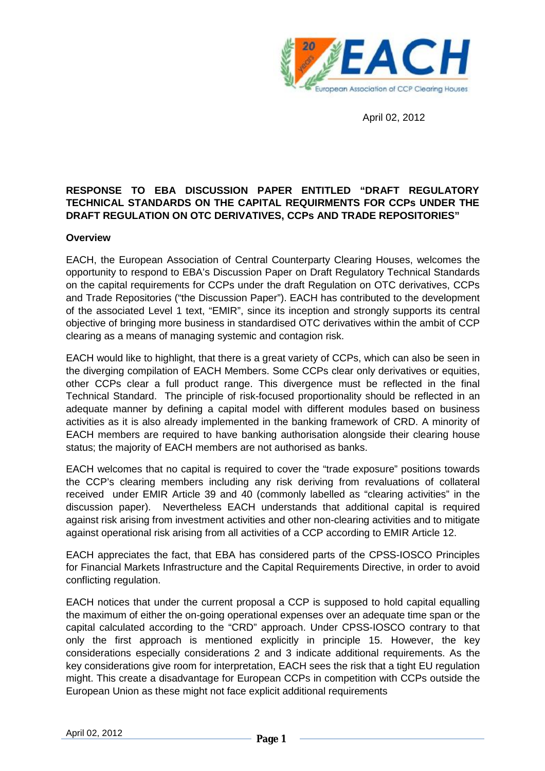April 02, 2012

**RESPONSE TO EBA DISCUSSION PAPER ENTITLED "DRAFT REGULATORY TECHNICAL STANDARDS ON THE CAPITAL REQUIRMENTS FOR CCPs UNDER THE DRAFT REGULATION ON OTC DERIVATIVES, CCPs AND TRADE REPOSITORIES"**

**Overview**

EACH, the European Association of Central Counterparty Clearing Houses, welcomes the opportunity to respond to EBA's Discussion Paper on Draft Regulatory Technical Standards on the capital requirements for CCPs under the draft Regulation on OTC derivatives, CCPs and Trade Repositories ("the Discussion Paper"). EACH has contributed to the development of the associated Level 1 text, "EMIR", since its inception and strongly supports its central objective of bringing more business in standardised OTC derivatives within the ambit of CCP clearing as a means of managing systemic and contagion risk.

EACH would like to highlight, that there is a great variety of CCPs, which can also be seen in the diverging compilation of EACH Members. Some CCPs clear only derivatives or equities, other CCPs clear a full product range. This divergence must be reflected in the final Technical Standard. The principle of risk-focused proportionality should be reflected in an adequate manner by defining a capital model with different modules based on business activities as it is also already implemented in the banking framework of CRD. A minority of EACH members are required to have banking authorisation alongside their clearing house status; the majority of EACH members are not authorised as banks.

EACH welcomes that no capital is required to cover the "trade exposure" positions towards the CCP's clearing members including any risk deriving from revaluations of collateral received under EMIR Article 39 and 40 (commonly labelled as "clearing activities" in the discussion paper). Nevertheless EACH understands that additional capital is required against risk arising from investment activities and other non-clearing activities and to mitigate against operational risk arising from all activities of a CCP according to EMIR Article 12.

EACH appreciates the fact, that EBA has considered parts of the CPSS-IOSCO Principles for Financial Markets Infrastructure and the Capital Requirements Directive, in order to avoid conflicting regulation.

EACH notices that under the current proposal a CCP is supposed to hold capital equalling the maximum of either the on-going operational expenses over an adequate time span or the capital calculated according to the "CRD" approach. Under CPSS-IOSCO contrary to that only the first approach is mentioned explicitly in principle 15. However, the key considerations especially considerations 2 and 3 indicate additional requirements. As the key considerations give room for interpretation, EACH sees the risk that a tight EU regulation might. This create a disadvantage for European CCPs in competition with CCPs outside the European Union as these might not face explicit additional requirements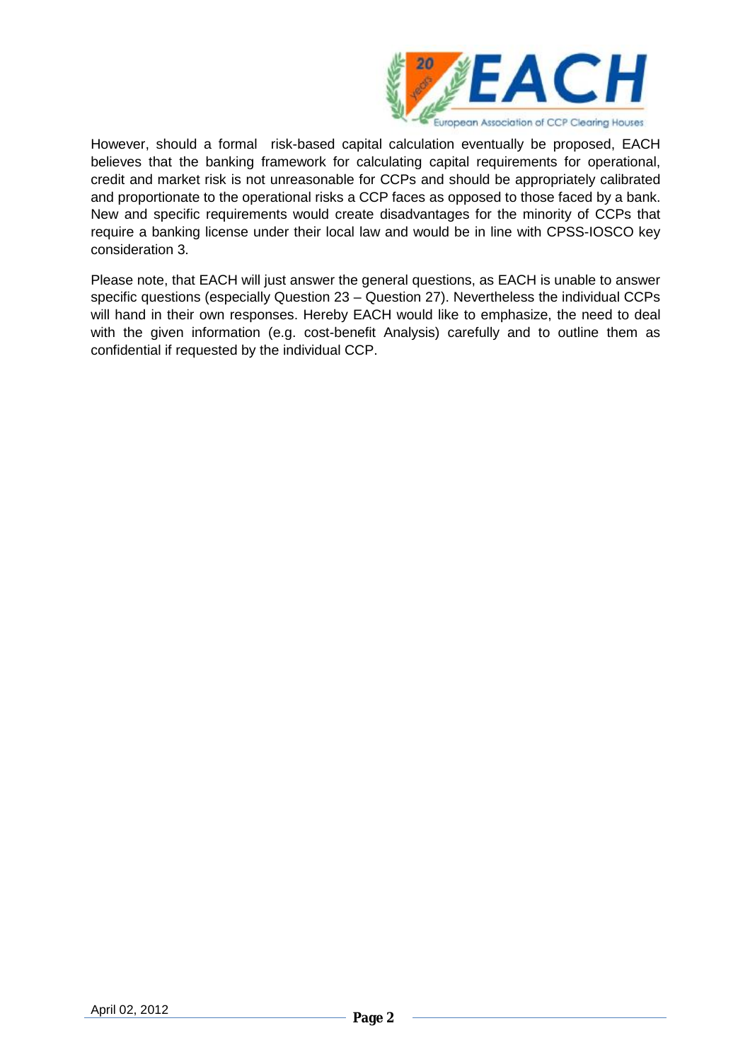However, should a formal risk-based capital calculation eventually be proposed, EACH believes that the banking framework for calculating capital requirements for operational, credit and market risk is not unreasonable for CCPs and should be appropriately calibrated and proportionate to the operational risks a CCP faces as opposed to those faced by a bank. New and specific requirements would create disadvantages for the minority of CCPs that require a banking license under their local law and would be in line with CPSS-IOSCO key consideration 3.

Please note, that EACH will just answer the general questions, as EACH is unable to answer specific questions (especially Question 23 – Question 27). Nevertheless the individual CCPs will hand in their own responses. Hereby EACH would like to emphasize, the need to deal with the given information (e.g. cost-benefit Analysis) carefully and to outline them as confidential if requested by the individual CCP.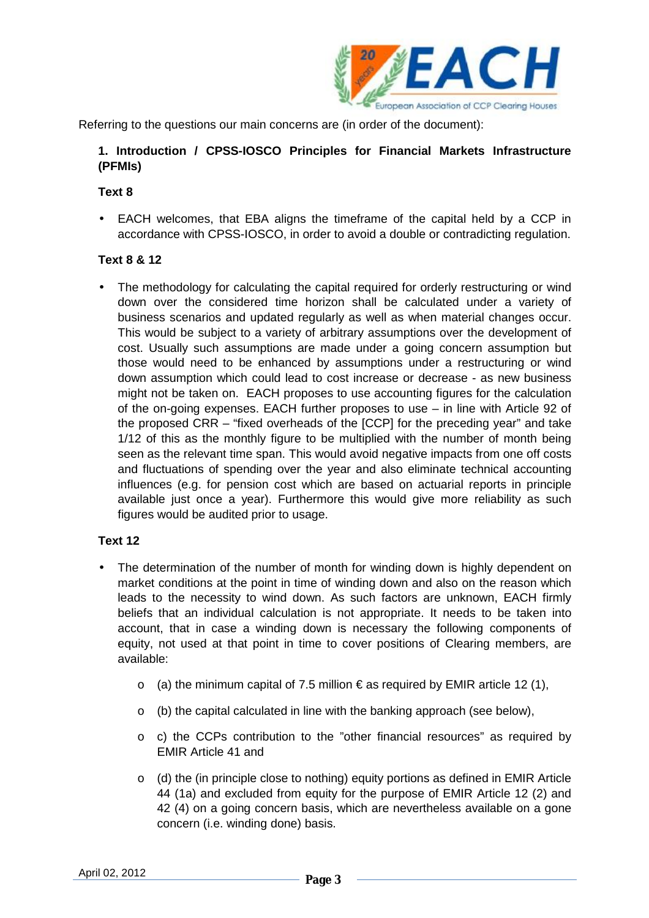Referring to the questions our main concerns are (in order of the document):

### 1. Introduction / CPSS-IOSCO Principles for Financial Markets Infrastructure (PFMIs)

**Text 8**

- EACH welcomes, that EBA aligns the timeframe of the capital held by a CCP in accordance with CPSS-IOSCO, in order to avoid a double or contradicting regulation.

**Text 8 & 12**

- The methodology for calculating the capital required for orderly restructuring or wind down over the considered time horizon shall be calculated under a variety of business scenarios and updated regularly as well as when material changes occur. This would be subject to a variety of arbitrary assumptions over the development of cost. Usually such assumptions are made under a going concern assumption but those would need to be enhanced by assumptions under a restructuring or wind down assumption which could lead to cost increase or decrease - as new business might not be taken on. EACH proposes to use accounting figures for the calculation of the on-going expenses. EACH further proposes to use – in line with Article 92 of the proposed CRR – "fixed overheads of the [CCP] for the preceding year" and take 1/12 of this as the monthly figure to be multiplied with the number of month being seen as the relevant time span. This would avoid negative impacts from one off costs and fluctuations of spending over the year and also eliminate technical accounting influences (e.g. for pension cost which are based on actuarial reports in principle available just once a year). Furthermore this would give more reliability as such figures would be audited prior to usage.

**Text 12**

- The determination of the number of month for winding down is highly dependent on market conditions at the point in time of winding down and also on the reason which leads to the necessity to wind down. As such factors are unknown, EACH firmly beliefs that an individual calculation is not appropriate. It needs to be taken into account, that in case a winding down is necessary the following components of equity, not used at that point in time to cover positions of Clearing members, are available:
  - (a) the minimum capital of 7.5 million € as required by EMIR article 12 (1),
  - (b) the capital calculated in line with the banking approach (see below),
  - c) the CCPs contribution to the "other financial resources" as required by EMIR Article 41 and
  - (d) the (in principle close to nothing) equity portions as defined in EMIR Article 44 (1a) and excluded from equity for the purpose of EMIR Article 12 (2) and 42 (4) on a going concern basis, which are nevertheless available on a gone concern (i.e. winding done) basis.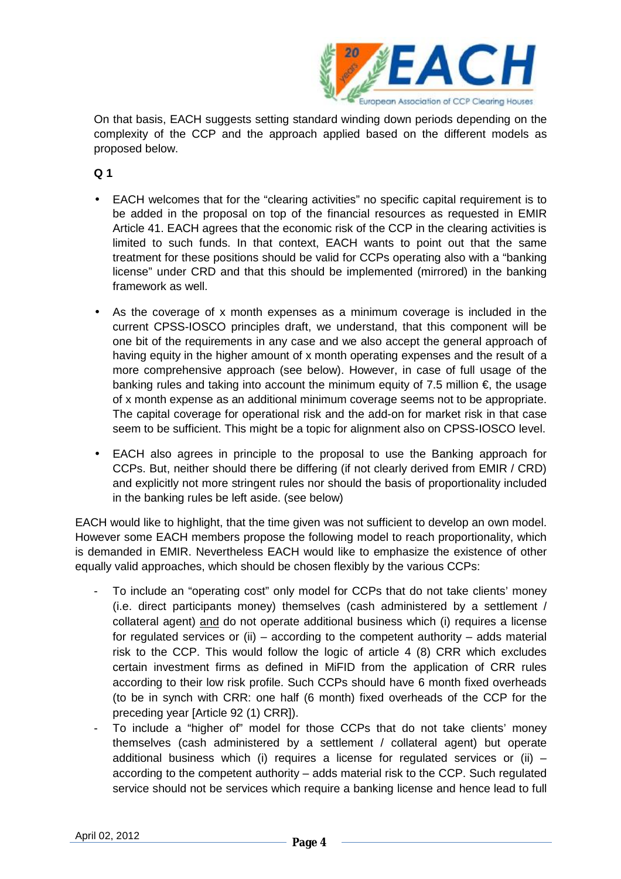On that basis, EACH suggests setting standard winding down periods depending on the complexity of the CCP and the approach applied based on the different models as proposed below.

**Q 1**

- EACH welcomes that for the "clearing activities" no specific capital requirement is to be added in the proposal on top of the financial resources as requested in EMIR Article 41. EACH agrees that the economic risk of the CCP in the clearing activities is limited to such funds. In that context, EACH wants to point out that the same treatment for these positions should be valid for CCPs operating also with a "banking license" under CRD and that this should be implemented (mirrored) in the banking framework as well.
- As the coverage of x month expenses as a minimum coverage is included in the current CPSS-IOSCO principles draft, we understand, that this component will be one bit of the requirements in any case and we also accept the general approach of having equity in the higher amount of x month operating expenses and the result of a more comprehensive approach (see below). However, in case of full usage of the banking rules and taking into account the minimum equity of 7.5 million €, the usage of x month expense as an additional minimum coverage seems not to be appropriate. The capital coverage for operational risk and the add-on for market risk in that case seem to be sufficient. This might be a topic for alignment also on CPSS-IOSCO level.
- EACH also agrees in principle to the proposal to use the Banking approach for CCPs. But, neither should there be differing (if not clearly derived from EMIR / CRD) and explicitly not more stringent rules nor should the basis of proportionality included in the banking rules be left aside. (see below)

EACH would like to highlight, that the time given was not sufficient to develop an own model. However some EACH members propose the following model to reach proportionality, which is demanded in EMIR. Nevertheless EACH would like to emphasize the existence of other equally valid approaches, which should be chosen flexibly by the various CCPs:

- To include an "operating cost" only model for CCPs that do not take clients' money (i.e. direct participants money) themselves (cash administered by a settlement / collateral agent) <u>and</u> do not operate additional business which (i) requires a license for regulated services or (ii) – according to the competent authority – adds material risk to the CCP. This would follow the logic of article 4 (8) CRR which excludes certain investment firms as defined in MiFID from the application of CRR rules according to their low risk profile. Such CCPs should have 6 month fixed overheads (to be in synch with CRR: one half (6 month) fixed overheads of the CCP for the preceding year [Article 92 (1) CRR]).
- To include a "higher of" model for those CCPs that do not take clients' money themselves (cash administered by a settlement / collateral agent) but operate additional business which (i) requires a license for regulated services or (ii) – according to the competent authority – adds material risk to the CCP. Such regulated service should not be services which require a banking license and hence lead to full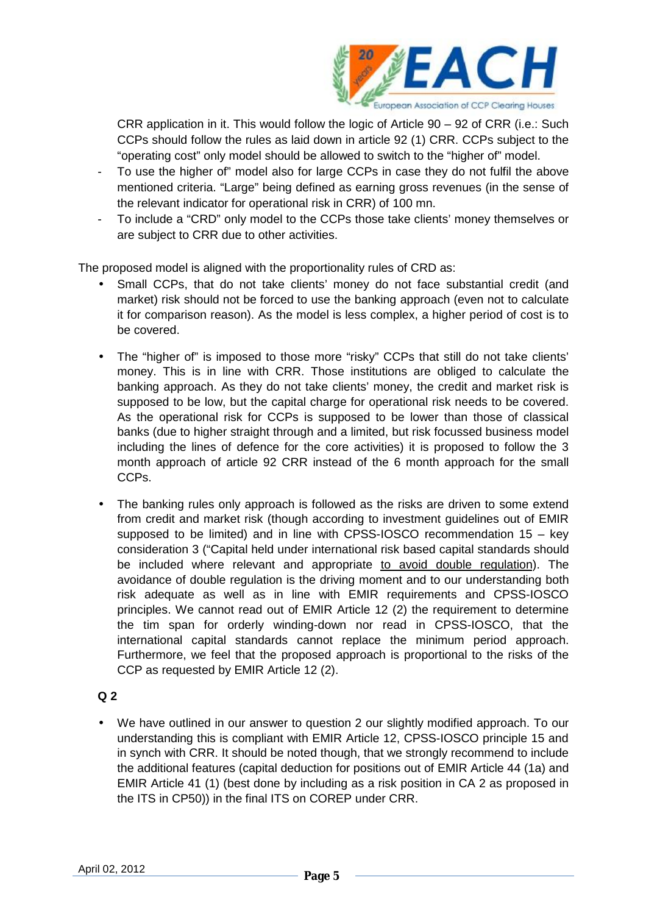CRR application in it. This would follow the logic of Article 90 – 92 of CRR (i.e.: Such CCPs should follow the rules as laid down in article 92 (1) CRR. CCPs subject to the "operating cost" only model should be allowed to switch to the "higher of" model.

- To use the higher of" model also for large CCPs in case they do not fulfil the above mentioned criteria. "Large" being defined as earning gross revenues (in the sense of the relevant indicator for operational risk in CRR) of 100 mn.
- To include a "CRD" only model to the CCPs those take clients' money themselves or are subject to CRR due to other activities.

The proposed model is aligned with the proportionality rules of CRD as:

- Small CCPs, that do not take clients' money do not face substantial credit (and market) risk should not be forced to use the banking approach (even not to calculate it for comparison reason). As the model is less complex, a higher period of cost is to be covered.

- The "higher of" is imposed to those more "risky" CCPs that still do not take clients' money. This is in line with CRR. Those institutions are obliged to calculate the banking approach. As they do not take clients' money, the credit and market risk is supposed to be low, but the capital charge for operational risk needs to be covered. As the operational risk for CCPs is supposed to be lower than those of classical banks (due to higher straight through and a limited, but risk focussed business model including the lines of defence for the core activities) it is proposed to follow the 3 month approach of article 92 CRR instead of the 6 month approach for the small CCPs.

- The banking rules only approach is followed as the risks are driven to some extend from credit and market risk (though according to investment guidelines out of EMIR supposed to be limited) and in line with CPSS-IOSCO recommendation 15 – key consideration 3 ("Capital held under international risk based capital standards should be included where relevant and appropriate <u>to avoid double regulation</u>). The avoidance of double regulation is the driving moment and to our understanding both risk adequate as well as in line with EMIR requirements and CPSS-IOSCO principles. We cannot read out of EMIR Article 12 (2) the requirement to determine the tim span for orderly winding-down nor read in CPSS-IOSCO, that the international capital standards cannot replace the minimum period approach. Furthermore, we feel that the proposed approach is proportional to the risks of the CCP as requested by EMIR Article 12 (2).

**Q 2**

- We have outlined in our answer to question 2 our slightly modified approach. To our understanding this is compliant with EMIR Article 12, CPSS-IOSCO principle 15 and in synch with CRR. It should be noted though, that we strongly recommend to include the additional features (capital deduction for positions out of EMIR Article 44 (1a) and EMIR Article 41 (1) (best done by including as a risk position in CA 2 as proposed in the ITS in CP50)) in the final ITS on COREP under CRR.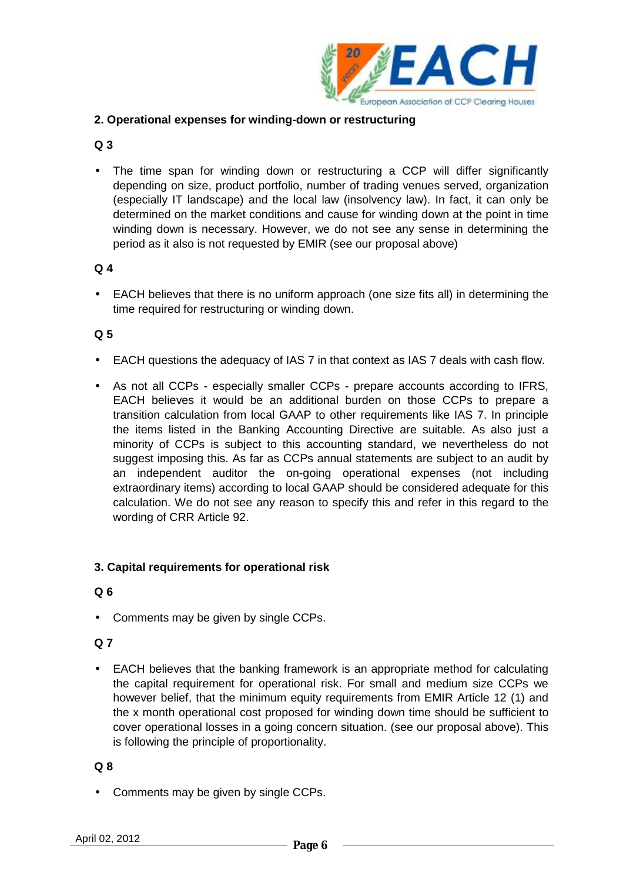## 2. Operational expenses for winding-down or restructuring

### Q 3

- The time span for winding down or restructuring a CCP will differ significantly depending on size, product portfolio, number of trading venues served, organization (especially IT landscape) and the local law (insolvency law). In fact, it can only be determined on the market conditions and cause for winding down at the point in time winding down is necessary. However, we do not see any sense in determining the period as it also is not requested by EMIR (see our proposal above)

### Q 4

- EACH believes that there is no uniform approach (one size fits all) in determining the time required for restructuring or winding down.

### Q 5

- EACH questions the adequacy of IAS 7 in that context as IAS 7 deals with cash flow.
- As not all CCPs - especially smaller CCPs - prepare accounts according to IFRS, EACH believes it would be an additional burden on those CCPs to prepare a transition calculation from local GAAP to other requirements like IAS 7. In principle the items listed in the Banking Accounting Directive are suitable. As also just a minority of CCPs is subject to this accounting standard, we nevertheless do not suggest imposing this. As far as CCPs annual statements are subject to an audit by an independent auditor the on-going operational expenses (not including extraordinary items) according to local GAAP should be considered adequate for this calculation. We do not see any reason to specify this and refer in this regard to the wording of CRR Article 92.

## 3. Capital requirements for operational risk

### Q 6

- Comments may be given by single CCPs.

### Q 7

- EACH believes that the banking framework is an appropriate method for calculating the capital requirement for operational risk. For small and medium size CCPs we however belief, that the minimum equity requirements from EMIR Article 12 (1) and the x month operational cost proposed for winding down time should be sufficient to cover operational losses in a going concern situation. (see our proposal above). This is following the principle of proportionality.

### Q 8

- Comments may be given by single CCPs.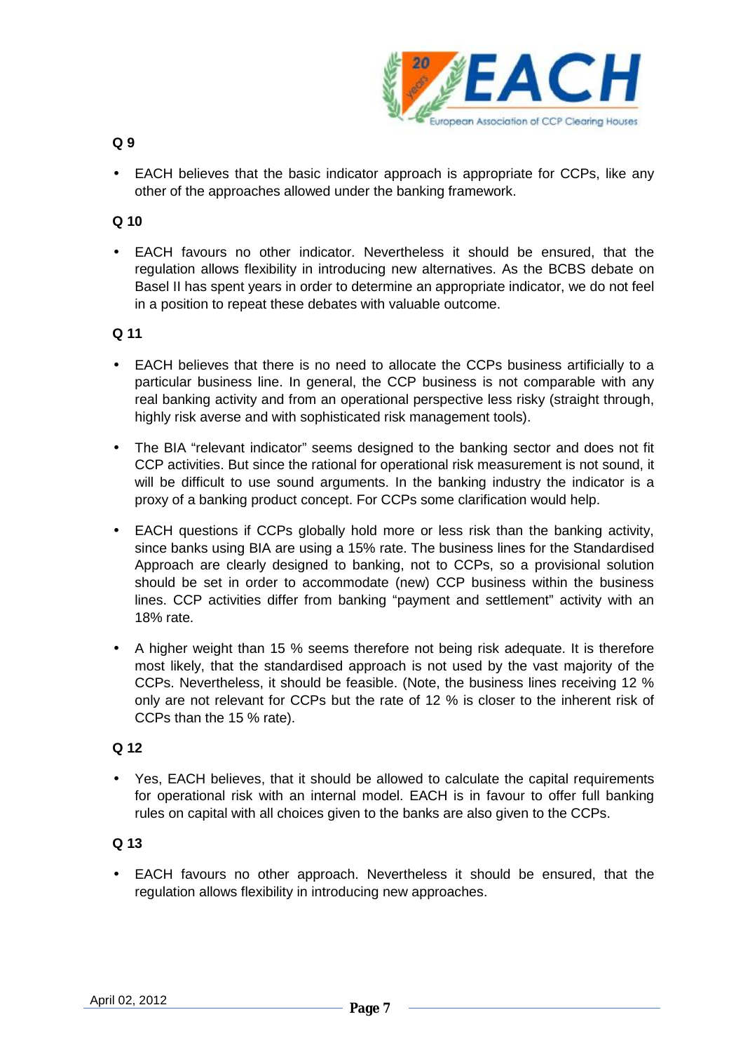**Q 9**

- EACH believes that the basic indicator approach is appropriate for CCPs, like any other of the approaches allowed under the banking framework.

**Q 10**

- EACH favours no other indicator. Nevertheless it should be ensured, that the regulation allows flexibility in introducing new alternatives. As the BCBS debate on Basel II has spent years in order to determine an appropriate indicator, we do not feel in a position to repeat these debates with valuable outcome.

**Q 11**

- EACH believes that there is no need to allocate the CCPs business artificially to a particular business line. In general, the CCP business is not comparable with any real banking activity and from an operational perspective less risky (straight through, highly risk averse and with sophisticated risk management tools).
- The BIA "relevant indicator" seems designed to the banking sector and does not fit CCP activities. But since the rational for operational risk measurement is not sound, it will be difficult to use sound arguments. In the banking industry the indicator is a proxy of a banking product concept. For CCPs some clarification would help.
- EACH questions if CCPs globally hold more or less risk than the banking activity, since banks using BIA are using a 15% rate. The business lines for the Standardised Approach are clearly designed to banking, not to CCPs, so a provisional solution should be set in order to accommodate (new) CCP business within the business lines. CCP activities differ from banking "payment and settlement" activity with an 18% rate.
- A higher weight than 15 % seems therefore not being risk adequate. It is therefore most likely, that the standardised approach is not used by the vast majority of the CCPs. Nevertheless, it should be feasible. (Note, the business lines receiving 12 % only are not relevant for CCPs but the rate of 12 % is closer to the inherent risk of CCPs than the 15 % rate).

**Q 12**

- Yes, EACH believes, that it should be allowed to calculate the capital requirements for operational risk with an internal model. EACH is in favour to offer full banking rules on capital with all choices given to the banks are also given to the CCPs.

**Q 13**

- EACH favours no other approach. Nevertheless it should be ensured, that the regulation allows flexibility in introducing new approaches.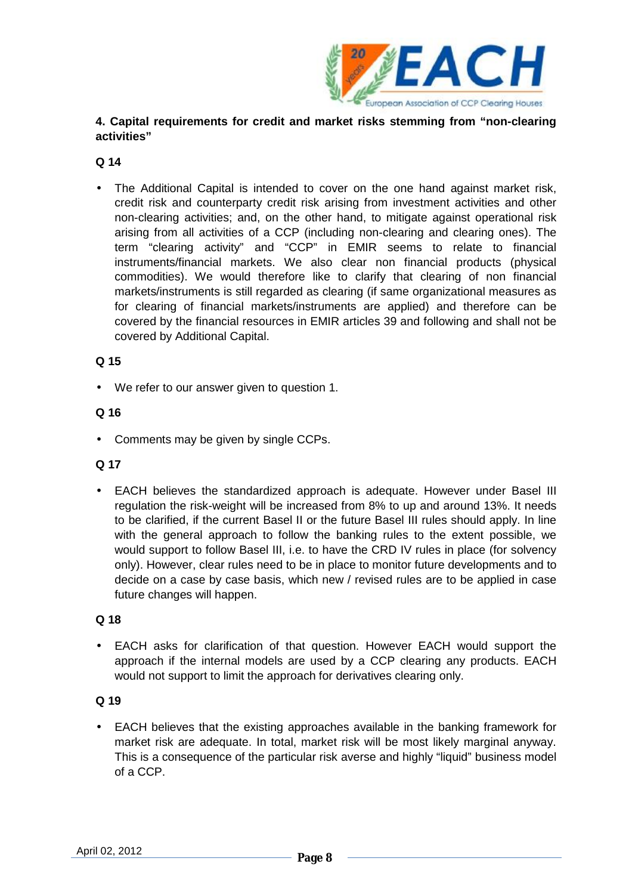**4. Capital requirements for credit and market risks stemming from "non-clearing activities"**

**Q 14**

- The Additional Capital is intended to cover on the one hand against market risk, credit risk and counterparty credit risk arising from investment activities and other non-clearing activities; and, on the other hand, to mitigate against operational risk arising from all activities of a CCP (including non-clearing and clearing ones). The term "clearing activity" and "CCP" in EMIR seems to relate to financial instruments/financial markets. We also clear non financial products (physical commodities). We would therefore like to clarify that clearing of non financial markets/instruments is still regarded as clearing (if same organizational measures as for clearing of financial markets/instruments are applied) and therefore can be covered by the financial resources in EMIR articles 39 and following and shall not be covered by Additional Capital.

**Q 15**

- We refer to our answer given to question 1.

**Q 16**

- Comments may be given by single CCPs.

**Q 17**

- EACH believes the standardized approach is adequate. However under Basel III regulation the risk-weight will be increased from 8% to up and around 13%. It needs to be clarified, if the current Basel II or the future Basel III rules should apply. In line with the general approach to follow the banking rules to the extent possible, we would support to follow Basel III, i.e. to have the CRD IV rules in place (for solvency only). However, clear rules need to be in place to monitor future developments and to decide on a case by case basis, which new / revised rules are to be applied in case future changes will happen.

**Q 18**

- EACH asks for clarification of that question. However EACH would support the approach if the internal models are used by a CCP clearing any products. EACH would not support to limit the approach for derivatives clearing only.

**Q 19**

- EACH believes that the existing approaches available in the banking framework for market risk are adequate. In total, market risk will be most likely marginal anyway. This is a consequence of the particular risk averse and highly "liquid" business model of a CCP.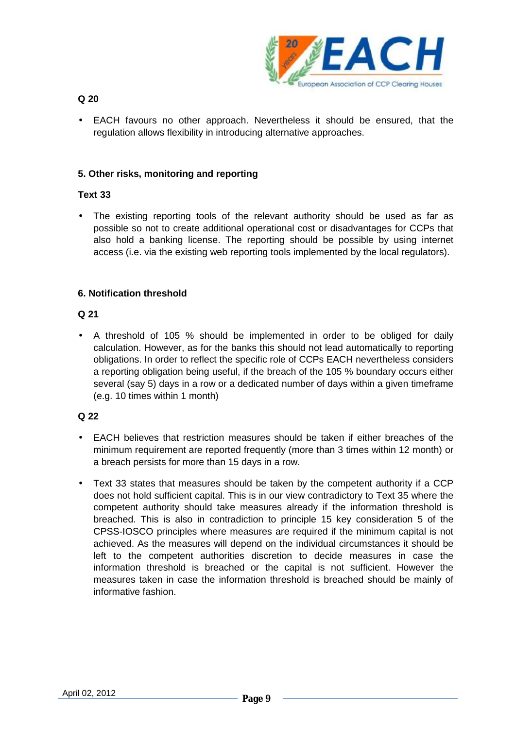**Q 20**

- EACH favours no other approach. Nevertheless it should be ensured, that the regulation allows flexibility in introducing alternative approaches.

**5. Other risks, monitoring and reporting**

**Text 33**

- The existing reporting tools of the relevant authority should be used as far as possible so not to create additional operational cost or disadvantages for CCPs that also hold a banking license. The reporting should be possible by using internet access (i.e. via the existing web reporting tools implemented by the local regulators).

**6. Notification threshold**

**Q 21**

- A threshold of 105 % should be implemented in order to be obliged for daily calculation. However, as for the banks this should not lead automatically to reporting obligations. In order to reflect the specific role of CCPs EACH nevertheless considers a reporting obligation being useful, if the breach of the 105 % boundary occurs either several (say 5) days in a row or a dedicated number of days within a given timeframe (e.g. 10 times within 1 month)

**Q 22**

- EACH believes that restriction measures should be taken if either breaches of the minimum requirement are reported frequently (more than 3 times within 12 month) or a breach persists for more than 15 days in a row.
- Text 33 states that measures should be taken by the competent authority if a CCP does not hold sufficient capital. This is in our view contradictory to Text 35 where the competent authority should take measures already if the information threshold is breached. This is also in contradiction to principle 15 key consideration 5 of the CPSS-IOSCO principles where measures are required if the minimum capital is not achieved. As the measures will depend on the individual circumstances it should be left to the competent authorities discretion to decide measures in case the information threshold is breached or the capital is not sufficient. However the measures taken in case the information threshold is breached should be mainly of informative fashion.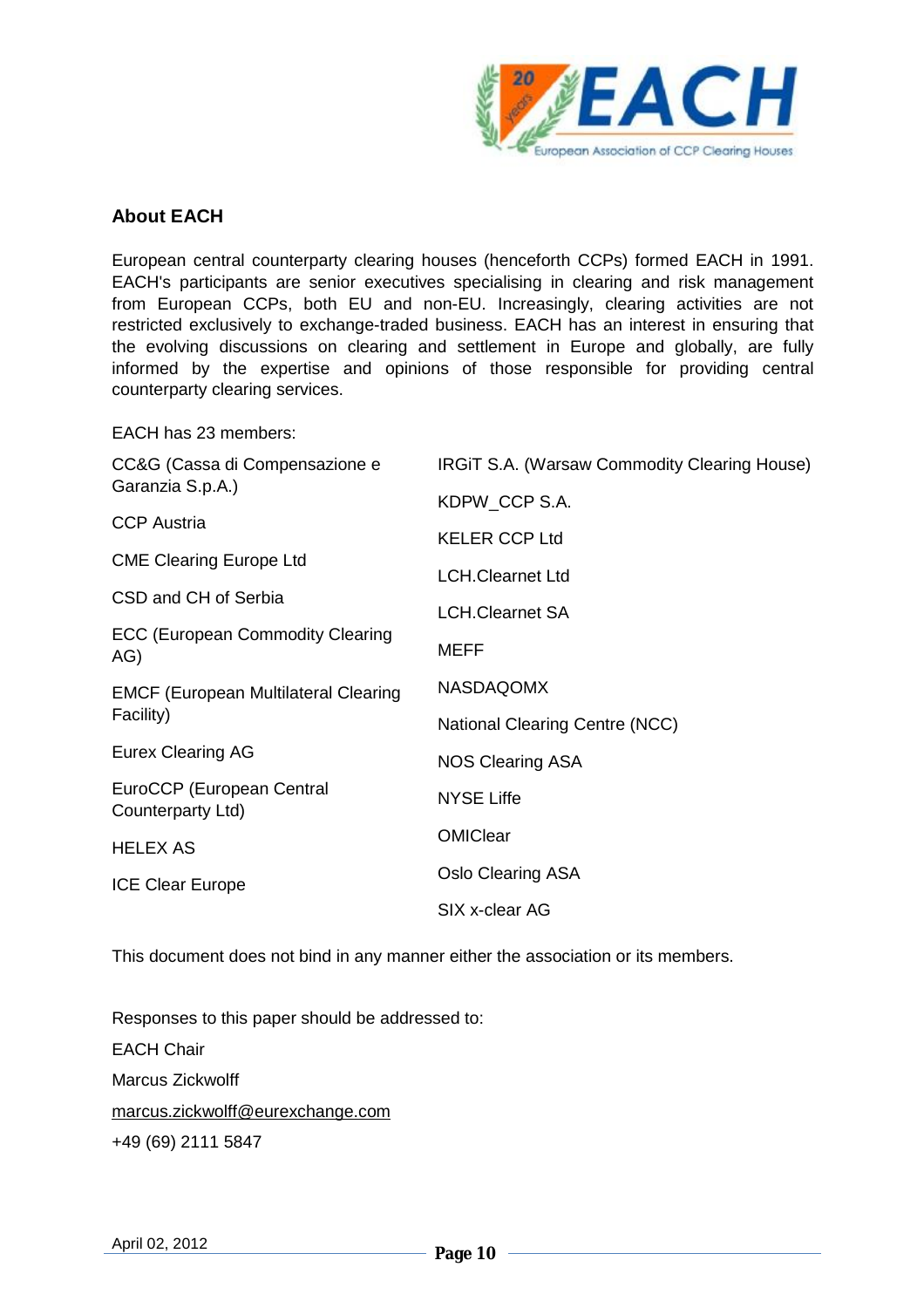## About EACH

European central counterparty clearing houses (henceforth CCPs) formed EACH in 1991. EACH's participants are senior executives specialising in clearing and risk management from European CCPs, both EU and non-EU. Increasingly, clearing activities are not restricted exclusively to exchange-traded business. EACH has an interest in ensuring that the evolving discussions on clearing and settlement in Europe and globally, are fully informed by the expertise and opinions of those responsible for providing central counterparty clearing services.

EACH has 23 members:

- CC&G (Cassa di Compensazione e Garanzia S.p.A.)
- CCP Austria
- CME Clearing Europe Ltd
- CSD and CH of Serbia
- ECC (European Commodity Clearing AG)
- EMCF (European Multilateral Clearing Facility)
- Eurex Clearing AG
- EuroCCP (European Central Counterparty Ltd)
- HELEX AS
- ICE Clear Europe
- IRGiT S.A. (Warsaw Commodity Clearing House)
- KDPW_CCP S.A.
- KELER CCP Ltd
- LCH.Clearnet Ltd
- LCH.Clearnet SA
- MEFF
- NASDAQOMX
- National Clearing Centre (NCC)
- NOS Clearing ASA
- NYSE Liffe
- OMIClear
- Oslo Clearing ASA
- SIX x-clear AG

This document does not bind in any manner either the association or its members.

Responses to this paper should be addressed to:

EACH Chair

Marcus Zickwolff

marcus.zickwolff@eurexchange.com

+49 (69) 2111 5847

April 02, 2012